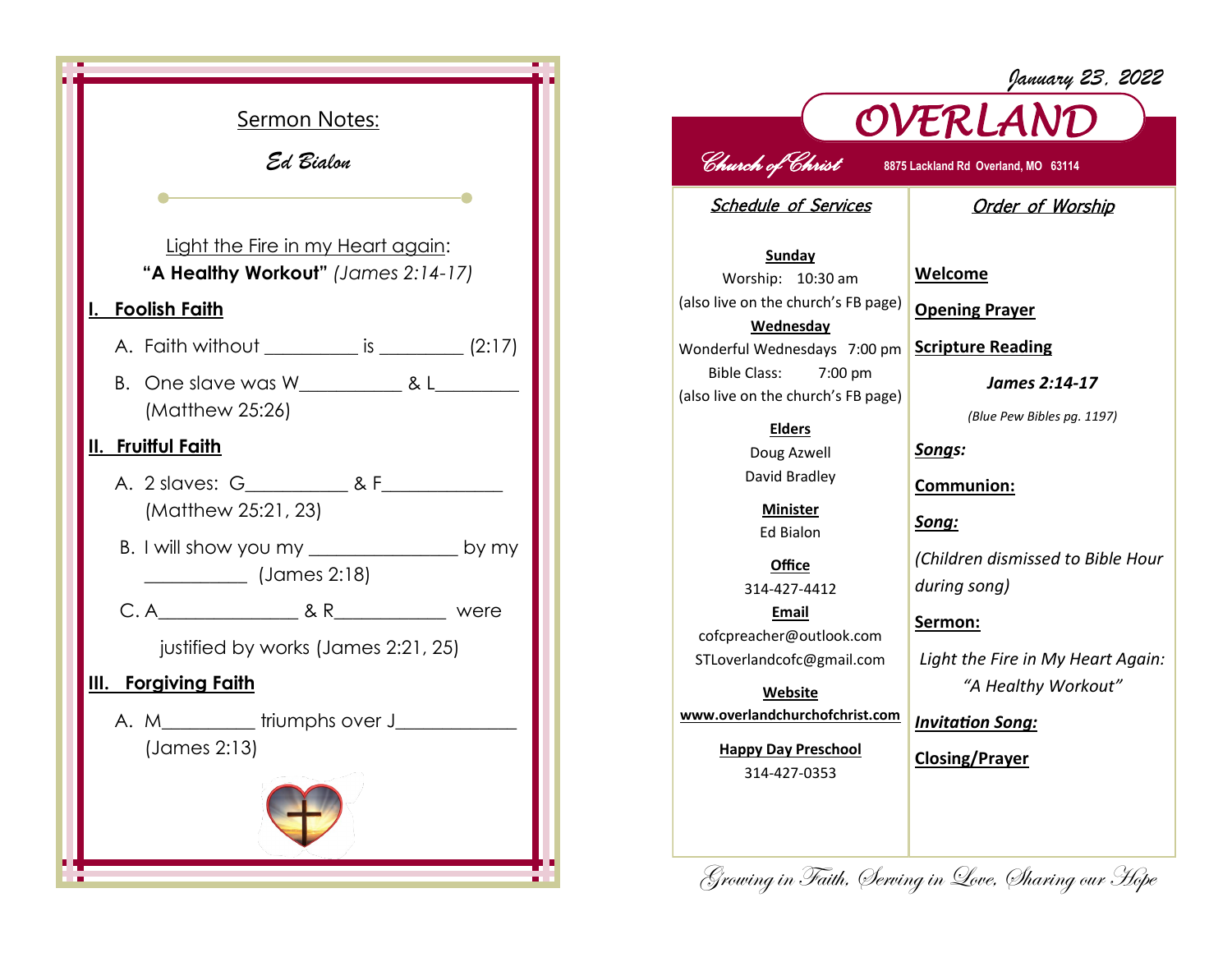## Sermon Notes:

*Ed Bialon*

Light the Fire in my Heart again:
**"A Healthy Workout"** *(James 2:14-17)*

### I. Foolish Faith

A. Faith without __________ is _________ (2:17)

B. One slave was W___________ & L_________ (Matthew 25:26)

### II. Fruitful Faith

A. 2 slaves: G__________ & F____________ (Matthew 25:21, 23)

B. I will show you my _______________ by my __________ (James 2:18)

C. A_______________ & R___________ were justified by works (James 2:21, 25)

### III. Forgiving Faith

A. M_________ triumphs over J____________ (James 2:13)

*January 23, 2022*

# OVERLAND

*Church of Christ* 8875 Lackland Rd Overland, MO 63114

## Schedule of Services

**Sunday**
Worship: 10:30 am
(also live on the church's FB page)

**Wednesday**
Wonderful Wednesdays 7:00 pm
Bible Class: 7:00 pm
(also live on the church's FB page)

**Elders**
Doug Azwell
David Bradley

**Minister**
Ed Bialon

**Office**
314-427-4412

**Email**
cofcpreacher@outlook.com
STLoverlandcofc@gmail.com

**Website**
**www.overlandchurchofchrist.com**

**Happy Day Preschool**
314-427-0353

## Order of Worship

**Welcome**

**Opening Prayer**

**Scripture Reading**

***James 2:14-17***

*(Blue Pew Bibles pg. 1197)*

***Songs:***

**Communion:**

***Song:***

*(Children dismissed to Bible Hour during song)*

**Sermon:**

*Light the Fire in My Heart Again: "A Healthy Workout"*

***Invitation Song:***

**Closing/Prayer**

*Growing in Faith, Serving in Love, Sharing our Hope*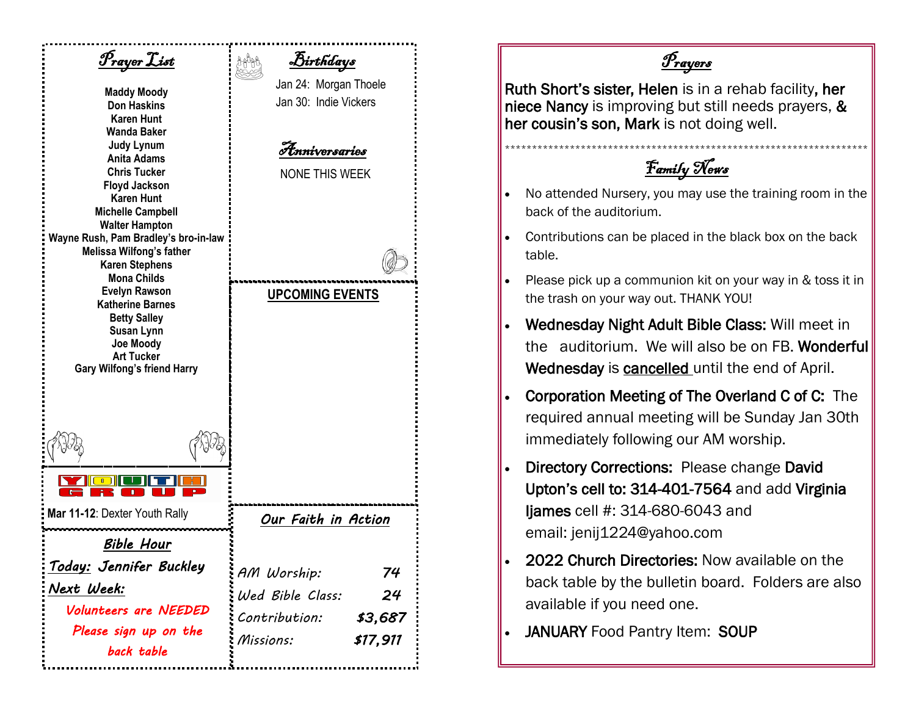## Prayer List

**Maddy Moody**
**Don Haskins**
**Karen Hunt**
**Wanda Baker**
**Judy Lynum**
**Anita Adams**
**Chris Tucker**
**Floyd Jackson**
**Karen Hunt**
**Michelle Campbell**
**Walter Hampton**
**Wayne Rush, Pam Bradley's bro-in-law**
**Melissa Wilfong's father**
**Karen Stephens**
**Mona Childs**
**Evelyn Rawson**
**Katherine Barnes**
**Betty Salley**
**Susan Lynn**
**Joe Moody**
**Art Tucker**
**Gary Wilfong's friend Harry**

## YOUTH GROUP

**Mar 11-12**: Dexter Youth Rally

## *Bible Hour*

***Today:*** ***Jennifer Buckley***

***Next Week:***

*Volunteers are NEEDED*
*Please sign up on the back table*

## Birthdays

Jan 24: Morgan Thoele
Jan 30: Indie Vickers

## Anniversaries

NONE THIS WEEK

## UPCOMING EVENTS

## *Our Faith in Action*

| | |
|---|---|
| *AM Worship:* | *74* |
| *Wed Bible Class:* | *24* |
| *Contribution:* | *$3,687* |
| *Missions:* | *$17,911* |

## Prayers

Ruth Short's sister, Helen is in a rehab facility, her niece Nancy is improving but still needs prayers, & her cousin's son, Mark is not doing well.

*********************************************************************

## Family News

- No attended Nursery, you may use the training room in the back of the auditorium.
- Contributions can be placed in the black box on the back table.
- Please pick up a communion kit on your way in & toss it in the trash on your way out. THANK YOU!
- Wednesday Night Adult Bible Class: Will meet in the auditorium. We will also be on FB. Wonderful Wednesday is <u>cancelled</u> until the end of April.
- Corporation Meeting of The Overland C of C: The required annual meeting will be Sunday Jan 30th immediately following our AM worship.
- Directory Corrections: Please change David Upton's cell to: 314-401-7564 and add Virginia Ijames cell #: 314-680-6043 and email: jenij1224@yahoo.com
- 2022 Church Directories: Now available on the back table by the bulletin board. Folders are also available if you need one.
- JANUARY Food Pantry Item: SOUP